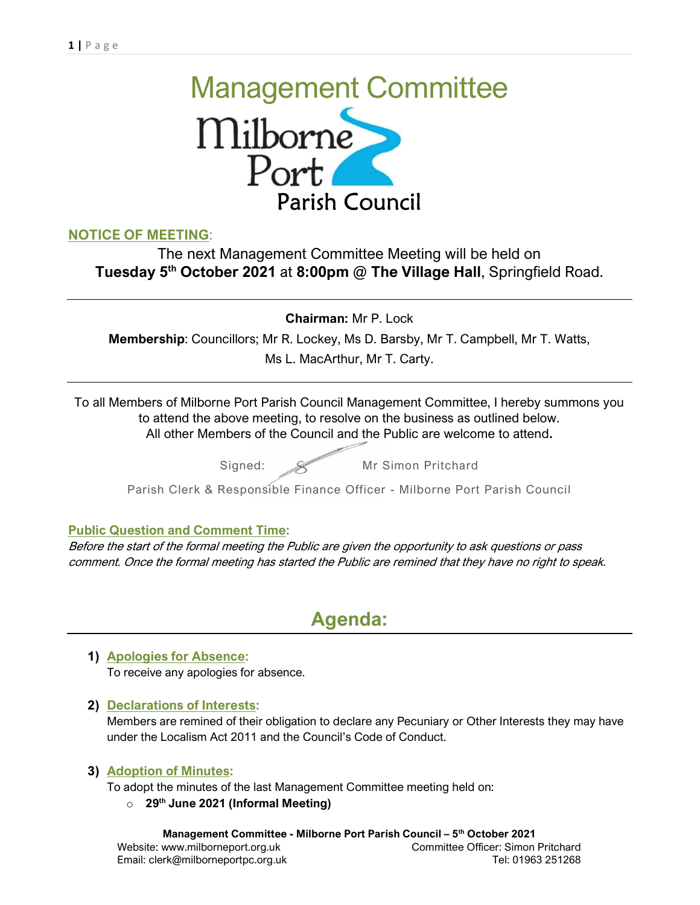# Management Committee

Milborne Port Parish Council

## NOTICE OF MEETING:

The next Management Committee Meeting will be held on **Tuesday 5th October 2021** at **8:00pm @ The Village Hall**, Springfield Road.

---

**Chairman:** Mr P. Lock

**Membership**: Councillors; Mr R. Lockey, Ms D. Barsby, Mr T. Campbell, Mr T. Watts, Ms L. MacArthur, Mr T. Carty.

---

To all Members of Milborne Port Parish Council Management Committee, I hereby summons you to attend the above meeting, to resolve on the business as outlined below. All other Members of the Council and the Public are welcome to attend**.**

Signed: Mr Simon Pritchard

Parish Clerk & Responsible Finance Officer - Milborne Port Parish Council

## Public Question and Comment Time:

*Before the start of the formal meeting the Public are given the opportunity to ask questions or pass comment. Once the formal meeting has started the Public are remined that they have no right to speak.*

# Agenda:

1) **Apologies for Absence:**
   To receive any apologies for absence.

2) **Declarations of Interests:**
   Members are remined of their obligation to declare any Pecuniary or Other Interests they may have under the Localism Act 2011 and the Council's Code of Conduct.

3) **Adoption of Minutes:**
   To adopt the minutes of the last Management Committee meeting held on:
   - **29th June 2021 (Informal Meeting)**

**Management Committee - Milborne Port Parish Council – 5th October 2021**

Website: www.milborneport.org.uk | Committee Officer: Simon Pritchard
Email: clerk@milborneportpc.org.uk | Tel: 01963 251268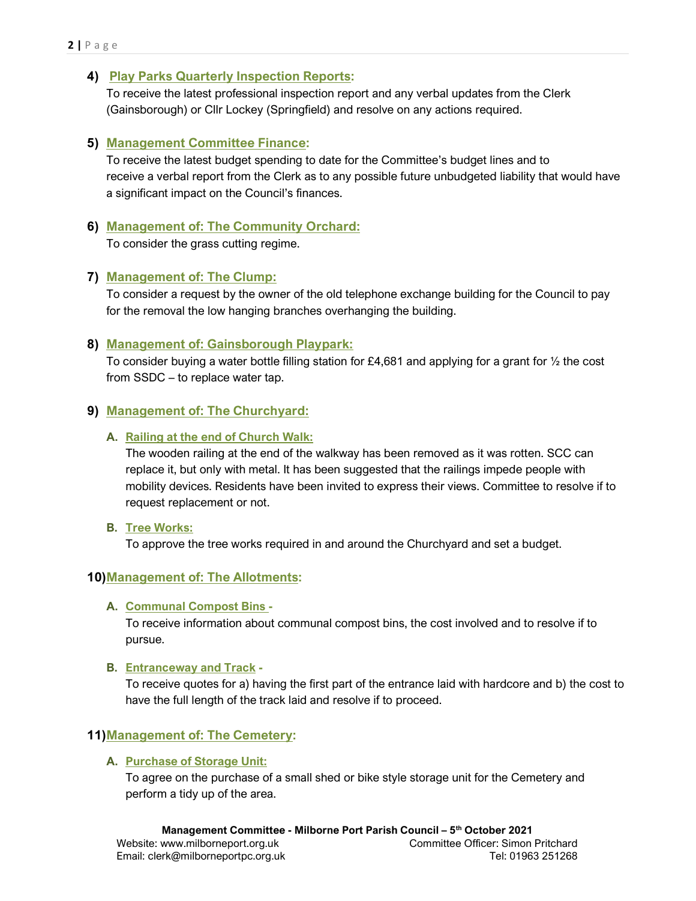**4) Play Parks Quarterly Inspection Reports:**

To receive the latest professional inspection report and any verbal updates from the Clerk (Gainsborough) or Cllr Lockey (Springfield) and resolve on any actions required.

**5) Management Committee Finance:**

To receive the latest budget spending to date for the Committee's budget lines and to receive a verbal report from the Clerk as to any possible future unbudgeted liability that would have a significant impact on the Council's finances.

**6) Management of: The Community Orchard:**

To consider the grass cutting regime.

**7) Management of: The Clump:**

To consider a request by the owner of the old telephone exchange building for the Council to pay for the removal the low hanging branches overhanging the building.

**8) Management of: Gainsborough Playpark:**

To consider buying a water bottle filling station for £4,681 and applying for a grant for ½ the cost from SSDC – to replace water tap.

**9) Management of: The Churchyard:**

**A. Railing at the end of Church Walk:**

The wooden railing at the end of the walkway has been removed as it was rotten. SCC can replace it, but only with metal. It has been suggested that the railings impede people with mobility devices. Residents have been invited to express their views. Committee to resolve if to request replacement or not.

**B. Tree Works:**

To approve the tree works required in and around the Churchyard and set a budget.

**10) Management of: The Allotments:**

**A. Communal Compost Bins -**

To receive information about communal compost bins, the cost involved and to resolve if to pursue.

**B. Entranceway and Track -**

To receive quotes for a) having the first part of the entrance laid with hardcore and b) the cost to have the full length of the track laid and resolve if to proceed.

**11) Management of: The Cemetery:**

**A. Purchase of Storage Unit:**

To agree on the purchase of a small shed or bike style storage unit for the Cemetery and perform a tidy up of the area.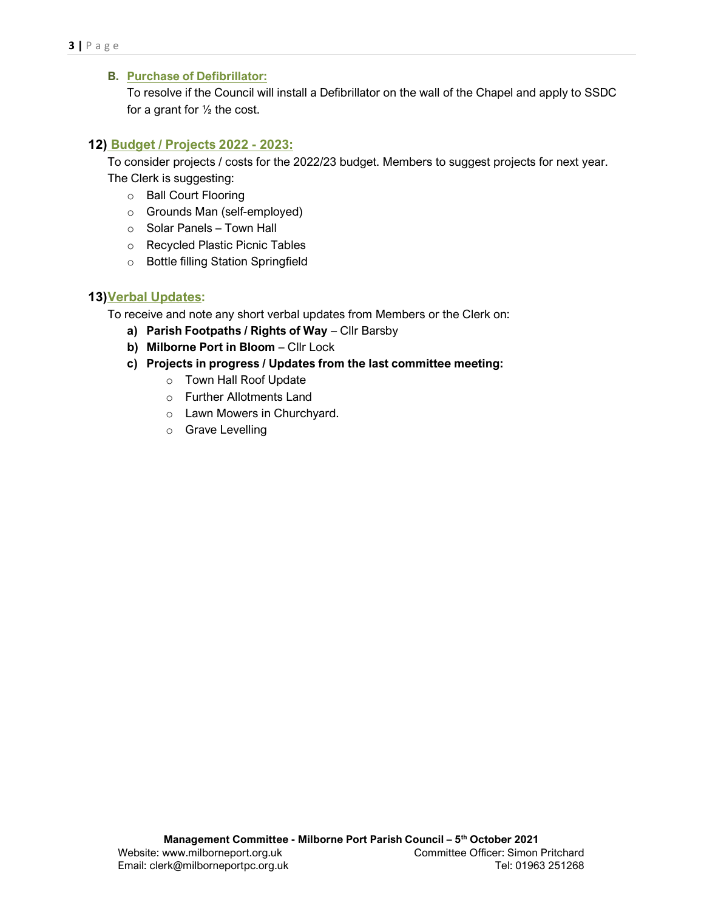### B. Purchase of Defibrillator:

To resolve if the Council will install a Defibrillator on the wall of the Chapel and apply to SSDC for a grant for ½ the cost.

## 12) Budget / Projects 2022 - 2023:

To consider projects / costs for the 2022/23 budget. Members to suggest projects for next year. The Clerk is suggesting:

- Ball Court Flooring
- Grounds Man (self-employed)
- Solar Panels – Town Hall
- Recycled Plastic Picnic Tables
- Bottle filling Station Springfield

## 13) Verbal Updates:

To receive and note any short verbal updates from Members or the Clerk on:

a) **Parish Footpaths / Rights of Way** – Cllr Barsby

b) **Milborne Port in Bloom** – Cllr Lock

c) **Projects in progress / Updates from the last committee meeting:**
   - Town Hall Roof Update
   - Further Allotments Land
   - Lawn Mowers in Churchyard.
   - Grave Levelling